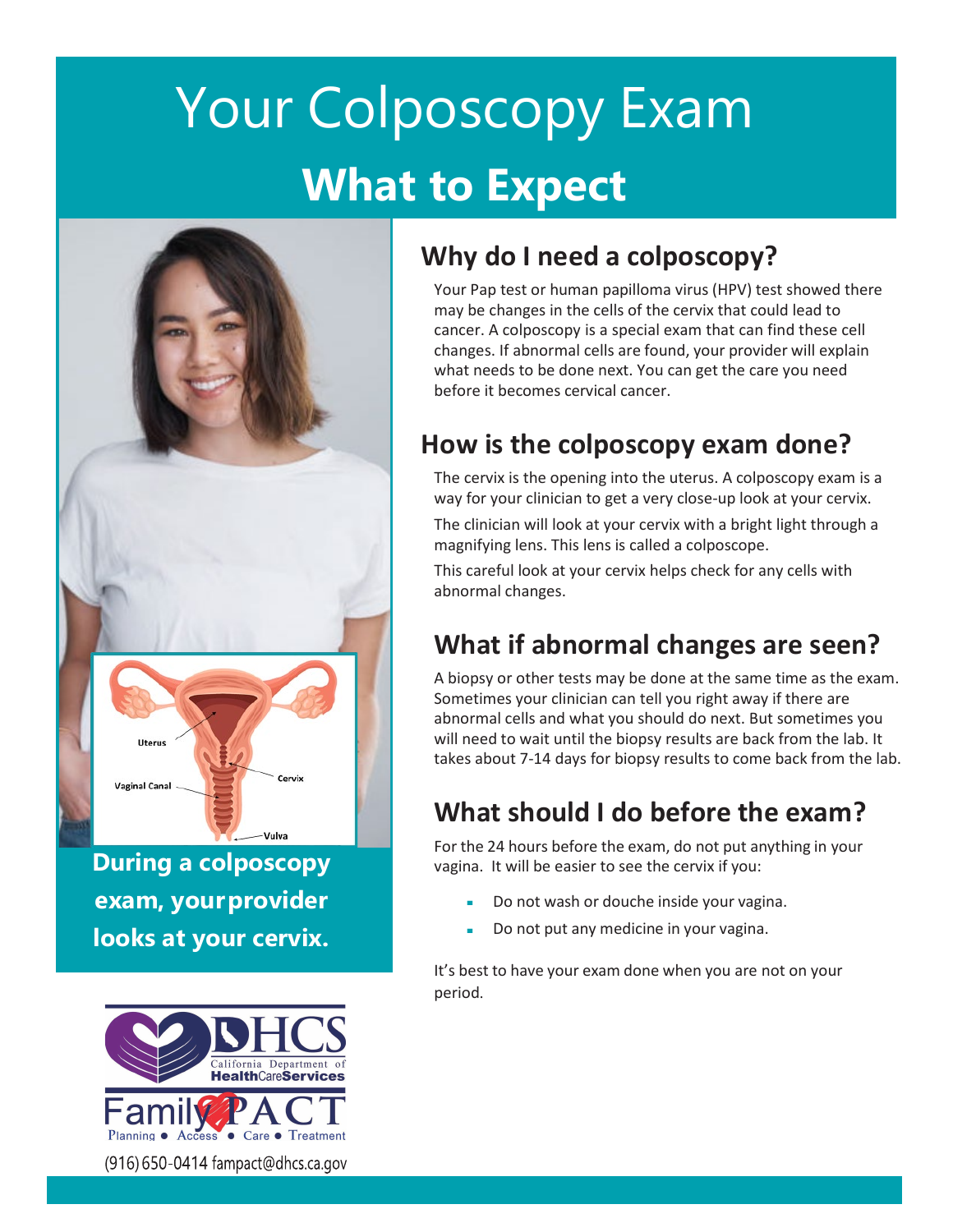# Your Colposcopy Exam

## What to Expect

Uterus

Vaginal Canal

Cervix

Vulva

**During a colposcopy exam, your provider looks at your cervix.**

DHCS California Department of HealthCareServices

Family PACT Planning ● Access ● Care ● Treatment

(916) 650-0414 fampact@dhcs.ca.gov

## Why do I need a colposcopy?

Your Pap test or human papilloma virus (HPV) test showed there may be changes in the cells of the cervix that could lead to cancer. A colposcopy is a special exam that can find these cell changes. If abnormal cells are found, your provider will explain what needs to be done next. You can get the care you need before it becomes cervical cancer.

## How is the colposcopy exam done?

The cervix is the opening into the uterus. A colposcopy exam is a way for your clinician to get a very close-up look at your cervix.

The clinician will look at your cervix with a bright light through a magnifying lens. This lens is called a colposcope.

This careful look at your cervix helps check for any cells with abnormal changes.

## What if abnormal changes are seen?

A biopsy or other tests may be done at the same time as the exam. Sometimes your clinician can tell you right away if there are abnormal cells and what you should do next. But sometimes you will need to wait until the biopsy results are back from the lab. It takes about 7-14 days for biopsy results to come back from the lab.

## What should I do before the exam?

For the 24 hours before the exam, do not put anything in your vagina. It will be easier to see the cervix if you:

- Do not wash or douche inside your vagina.
- Do not put any medicine in your vagina.

It's best to have your exam done when you are not on your period.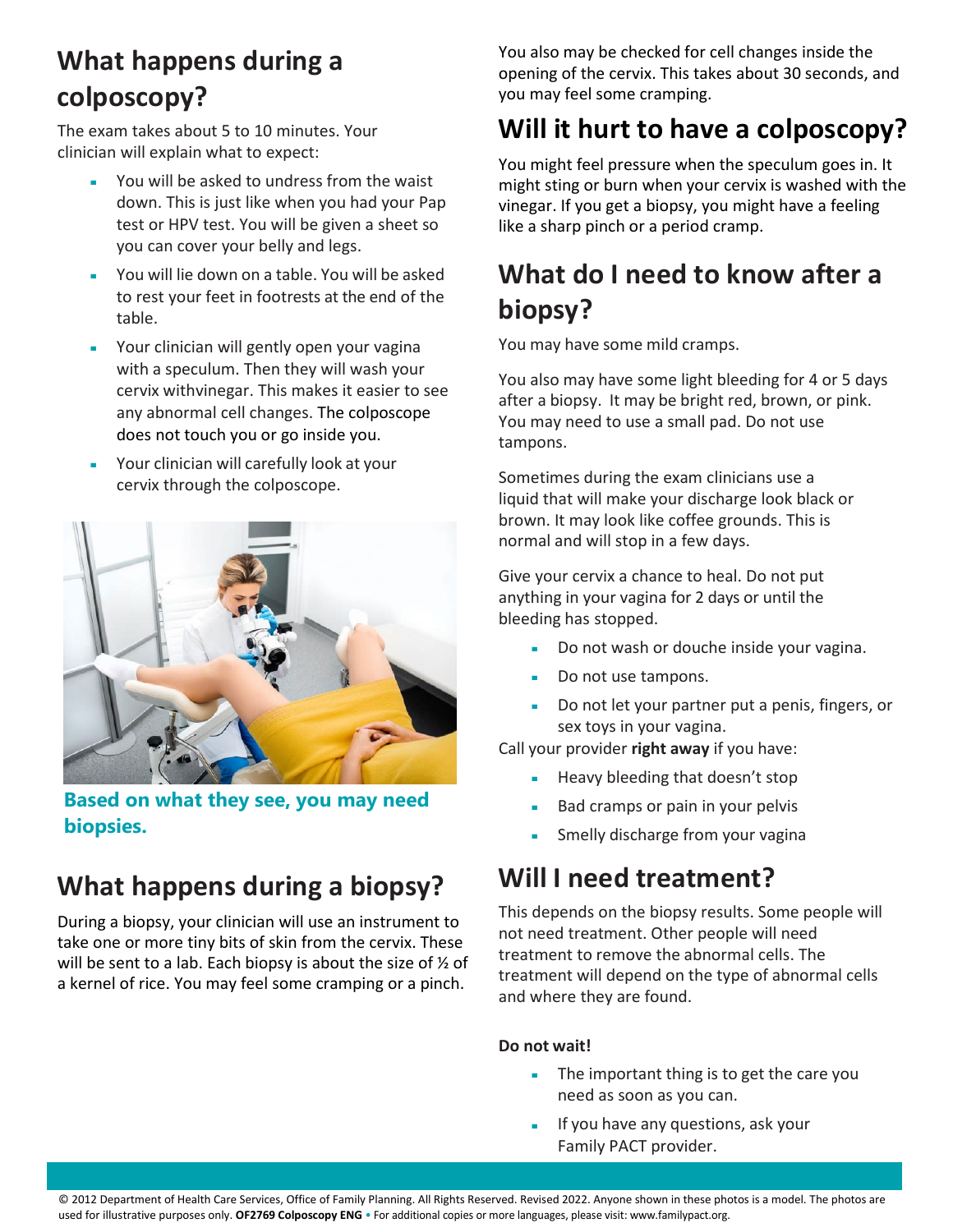## What happens during a colposcopy?

The exam takes about 5 to 10 minutes. Your clinician will explain what to expect:

- You will be asked to undress from the waist down. This is just like when you had your Pap test or HPV test. You will be given a sheet so you can cover your belly and legs.
- You will lie down on a table. You will be asked to rest your feet in footrests at the end of the table.
- Your clinician will gently open your vagina with a speculum. Then they will wash your cervix withvinegar. This makes it easier to see any abnormal cell changes. The colposcope does not touch you or go inside you.
- Your clinician will carefully look at your cervix through the colposcope.

**Based on what they see, you may need biopsies.**

## What happens during a biopsy?

During a biopsy, your clinician will use an instrument to take one or more tiny bits of skin from the cervix. These will be sent to a lab. Each biopsy is about the size of ½ of a kernel of rice. You may feel some cramping or a pinch.

You also may be checked for cell changes inside the opening of the cervix. This takes about 30 seconds, and you may feel some cramping.

## Will it hurt to have a colposcopy?

You might feel pressure when the speculum goes in. It might sting or burn when your cervix is washed with the vinegar. If you get a biopsy, you might have a feeling like a sharp pinch or a period cramp.

## What do I need to know after a biopsy?

You may have some mild cramps.

You also may have some light bleeding for 4 or 5 days after a biopsy. It may be bright red, brown, or pink. You may need to use a small pad. Do not use tampons.

Sometimes during the exam clinicians use a liquid that will make your discharge look black or brown. It may look like coffee grounds. This is normal and will stop in a few days.

Give your cervix a chance to heal. Do not put anything in your vagina for 2 days or until the bleeding has stopped.

- Do not wash or douche inside your vagina.
- Do not use tampons.
- Do not let your partner put a penis, fingers, or sex toys in your vagina.

Call your provider **right away** if you have:

- Heavy bleeding that doesn't stop
- Bad cramps or pain in your pelvis
- Smelly discharge from your vagina

## Will I need treatment?

This depends on the biopsy results. Some people will not need treatment. Other people will need treatment to remove the abnormal cells. The treatment will depend on the type of abnormal cells and where they are found.

**Do not wait!**

- The important thing is to get the care you need as soon as you can.
- If you have any questions, ask your Family PACT provider.

© 2012 Department of Health Care Services, Office of Family Planning. All Rights Reserved. Revised 2022. Anyone shown in these photos is a model. The photos are used for illustrative purposes only. **OF2769 Colposcopy ENG** • For additional copies or more languages, please visit: www.familypact.org.